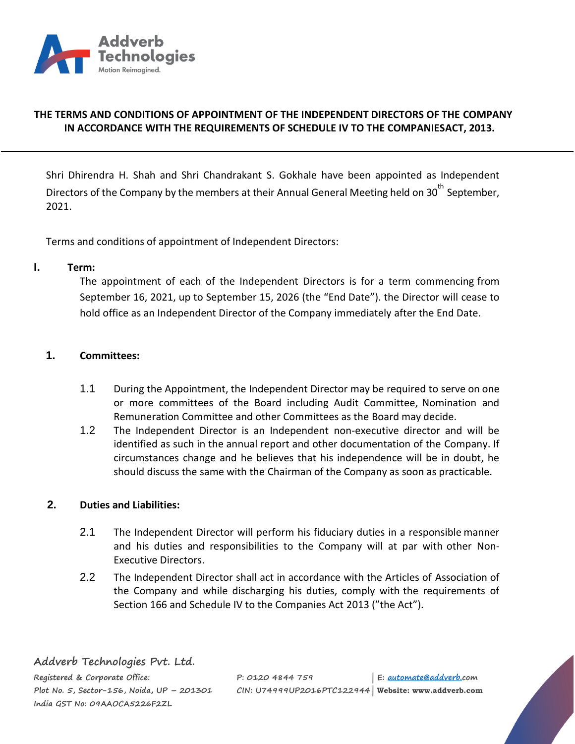# THE TERMS AND CONDITIONS OF APPOINTMENT OF THE INDEPENDENT DIRECTORS OF THE COMPANY IN ACCORDANCE WITH THE REQUIREMENTS OF SCHEDULE IV TO THE COMPANIESACT, 2013.

Shri Dhirendra H. Shah and Shri Chandrakant S. Gokhale have been appointed as Independent Directors of the Company by the members at their Annual General Meeting held on 30th September, 2021.

Terms and conditions of appointment of Independent Directors:

**I. Term:**

The appointment of each of the Independent Directors is for a term commencing from September 16, 2021, up to September 15, 2026 (the "End Date"). the Director will cease to hold office as an Independent Director of the Company immediately after the End Date.

**1. Committees:**

1.1 During the Appointment, the Independent Director may be required to serve on one or more committees of the Board including Audit Committee, Nomination and Remuneration Committee and other Committees as the Board may decide.

1.2 The Independent Director is an Independent non-executive director and will be identified as such in the annual report and other documentation of the Company. If circumstances change and he believes that his independence will be in doubt, he should discuss the same with the Chairman of the Company as soon as practicable.

**2. Duties and Liabilities:**

2.1 The Independent Director will perform his fiduciary duties in a responsible manner and his duties and responsibilities to the Company will at par with other Non-Executive Directors.

2.2 The Independent Director shall act in accordance with the Articles of Association of the Company and while discharging his duties, comply with the requirements of Section 166 and Schedule IV to the Companies Act 2013 ("the Act").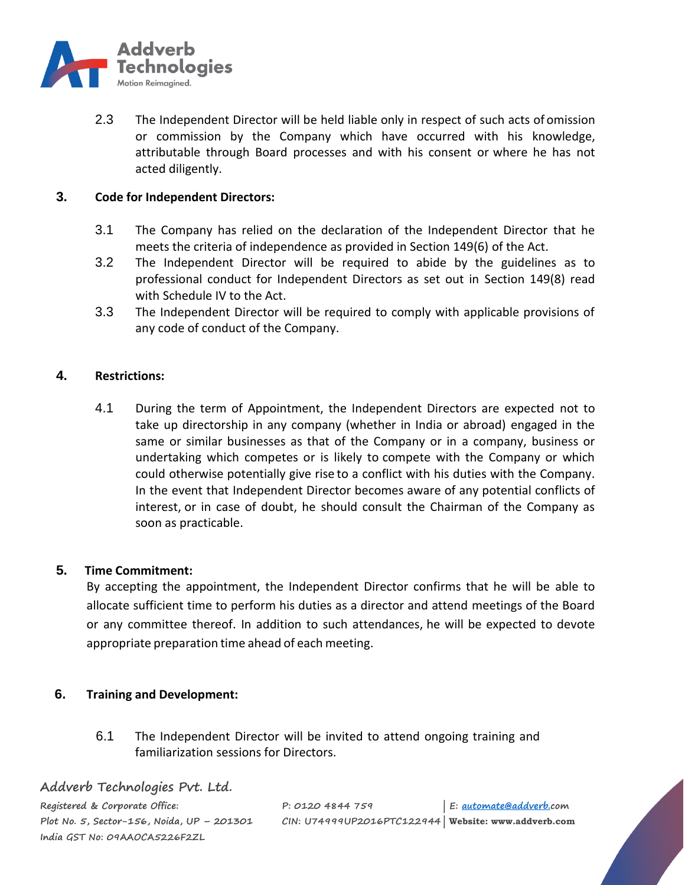2.3 The Independent Director will be held liable only in respect of such acts of omission or commission by the Company which have occurred with his knowledge, attributable through Board processes and with his consent or where he has not acted diligently.

## 3. Code for Independent Directors:

3.1 The Company has relied on the declaration of the Independent Director that he meets the criteria of independence as provided in Section 149(6) of the Act.

3.2 The Independent Director will be required to abide by the guidelines as to professional conduct for Independent Directors as set out in Section 149(8) read with Schedule IV to the Act.

3.3 The Independent Director will be required to comply with applicable provisions of any code of conduct of the Company.

## 4. Restrictions:

4.1 During the term of Appointment, the Independent Directors are expected not to take up directorship in any company (whether in India or abroad) engaged in the same or similar businesses as that of the Company or in a company, business or undertaking which competes or is likely to compete with the Company or which could otherwise potentially give rise to a conflict with his duties with the Company. In the event that Independent Director becomes aware of any potential conflicts of interest, or in case of doubt, he should consult the Chairman of the Company as soon as practicable.

## 5. Time Commitment:

By accepting the appointment, the Independent Director confirms that he will be able to allocate sufficient time to perform his duties as a director and attend meetings of the Board or any committee thereof. In addition to such attendances, he will be expected to devote appropriate preparation time ahead of each meeting.

## 6. Training and Development:

6.1 The Independent Director will be invited to attend ongoing training and familiarization sessions for Directors.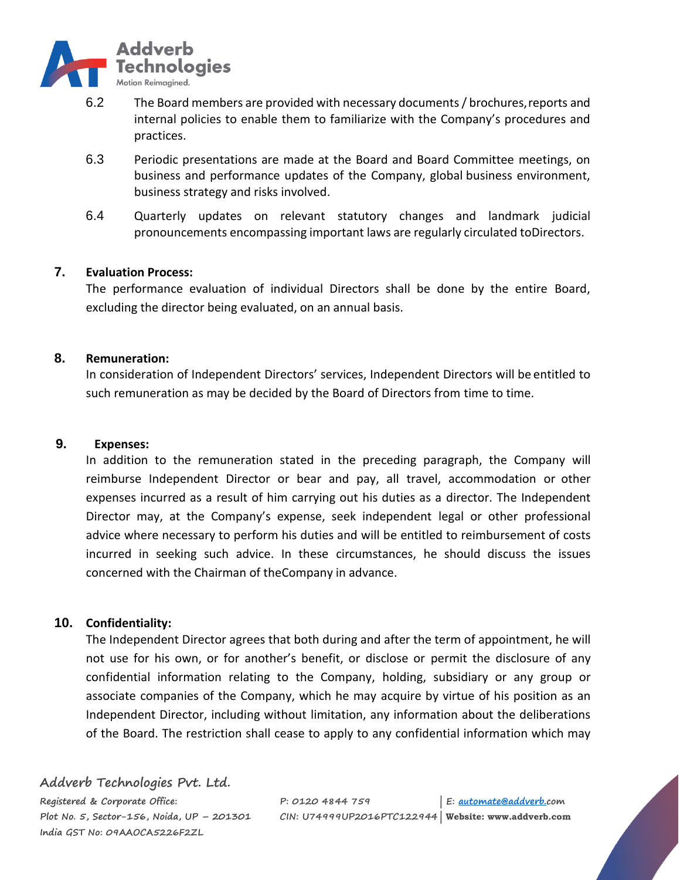6.2 The Board members are provided with necessary documents / brochures, reports and internal policies to enable them to familiarize with the Company's procedures and practices.

6.3 Periodic presentations are made at the Board and Board Committee meetings, on business and performance updates of the Company, global business environment, business strategy and risks involved.

6.4 Quarterly updates on relevant statutory changes and landmark judicial pronouncements encompassing important laws are regularly circulated toDirectors.

**7. Evaluation Process:**

The performance evaluation of individual Directors shall be done by the entire Board, excluding the director being evaluated, on an annual basis.

**8. Remuneration:**

In consideration of Independent Directors' services, Independent Directors will be entitled to such remuneration as may be decided by the Board of Directors from time to time.

**9. Expenses:**

In addition to the remuneration stated in the preceding paragraph, the Company will reimburse Independent Director or bear and pay, all travel, accommodation or other expenses incurred as a result of him carrying out his duties as a director. The Independent Director may, at the Company's expense, seek independent legal or other professional advice where necessary to perform his duties and will be entitled to reimbursement of costs incurred in seeking such advice. In these circumstances, he should discuss the issues concerned with the Chairman of theCompany in advance.

**10. Confidentiality:**

The Independent Director agrees that both during and after the term of appointment, he will not use for his own, or for another's benefit, or disclose or permit the disclosure of any confidential information relating to the Company, holding, subsidiary or any group or associate companies of the Company, which he may acquire by virtue of his position as an Independent Director, including without limitation, any information about the deliberations of the Board. The restriction shall cease to apply to any confidential information which may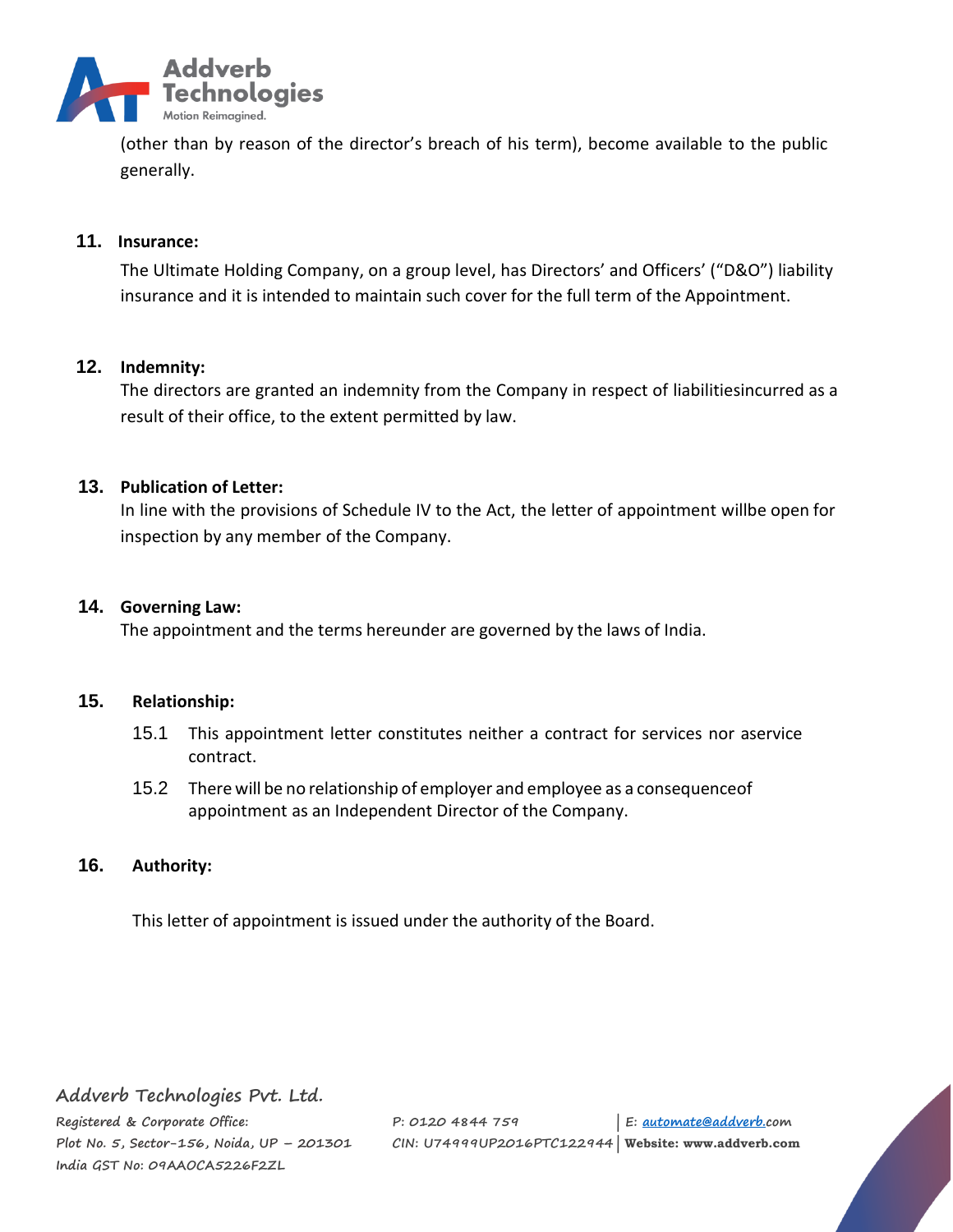(other than by reason of the director's breach of his term), become available to the public generally.

**11. Insurance:**

The Ultimate Holding Company, on a group level, has Directors' and Officers' ("D&O") liability insurance and it is intended to maintain such cover for the full term of the Appointment.

**12. Indemnity:**

The directors are granted an indemnity from the Company in respect of liabilitiesincurred as a result of their office, to the extent permitted by law.

**13. Publication of Letter:**

In line with the provisions of Schedule IV to the Act, the letter of appointment willbe open for inspection by any member of the Company.

**14. Governing Law:**

The appointment and the terms hereunder are governed by the laws of India.

**15. Relationship:**

15.1 This appointment letter constitutes neither a contract for services nor aservice contract.

15.2 There will be no relationship of employer and employee as a consequenceof appointment as an Independent Director of the Company.

**16. Authority:**

This letter of appointment is issued under the authority of the Board.